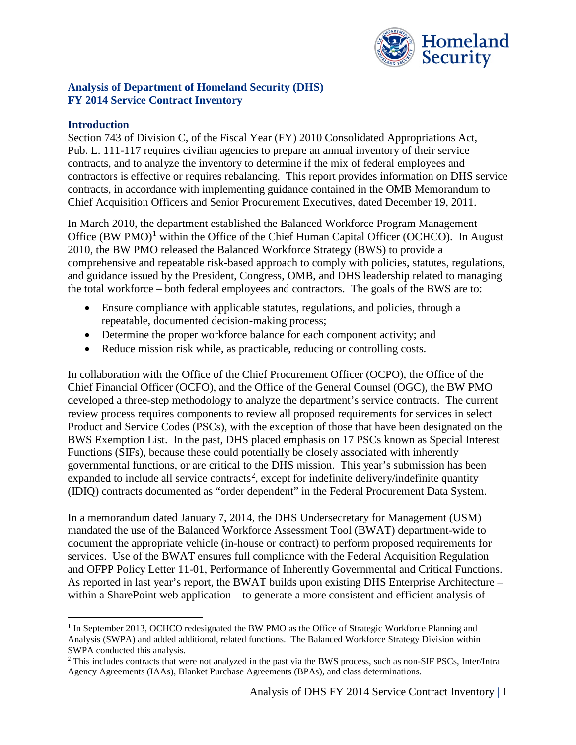## Analysis of Department of Homeland Security (DHS) FY 2014 Service Contract Inventory

### Introduction

Section 743 of Division C, of the Fiscal Year (FY) 2010 Consolidated Appropriations Act, Pub. L. 111-117 requires civilian agencies to prepare an annual inventory of their service contracts, and to analyze the inventory to determine if the mix of federal employees and contractors is effective or requires rebalancing. This report provides information on DHS service contracts, in accordance with implementing guidance contained in the OMB Memorandum to Chief Acquisition Officers and Senior Procurement Executives, dated December 19, 2011.

In March 2010, the department established the Balanced Workforce Program Management Office (BW PMO)[1] within the Office of the Chief Human Capital Officer (OCHCO). In August 2010, the BW PMO released the Balanced Workforce Strategy (BWS) to provide a comprehensive and repeatable risk-based approach to comply with policies, statutes, regulations, and guidance issued by the President, Congress, OMB, and DHS leadership related to managing the total workforce – both federal employees and contractors. The goals of the BWS are to:

- Ensure compliance with applicable statutes, regulations, and policies, through a repeatable, documented decision-making process;
- Determine the proper workforce balance for each component activity; and
- Reduce mission risk while, as practicable, reducing or controlling costs.

In collaboration with the Office of the Chief Procurement Officer (OCPO), the Office of the Chief Financial Officer (OCFO), and the Office of the General Counsel (OGC), the BW PMO developed a three-step methodology to analyze the department's service contracts. The current review process requires components to review all proposed requirements for services in select Product and Service Codes (PSCs), with the exception of those that have been designated on the BWS Exemption List. In the past, DHS placed emphasis on 17 PSCs known as Special Interest Functions (SIFs), because these could potentially be closely associated with inherently governmental functions, or are critical to the DHS mission. This year's submission has been expanded to include all service contracts[2], except for indefinite delivery/indefinite quantity (IDIQ) contracts documented as "order dependent" in the Federal Procurement Data System.

In a memorandum dated January 7, 2014, the DHS Undersecretary for Management (USM) mandated the use of the Balanced Workforce Assessment Tool (BWAT) department-wide to document the appropriate vehicle (in-house or contract) to perform proposed requirements for services. Use of the BWAT ensures full compliance with the Federal Acquisition Regulation and OFPP Policy Letter 11-01, Performance of Inherently Governmental and Critical Functions. As reported in last year's report, the BWAT builds upon existing DHS Enterprise Architecture – within a SharePoint web application – to generate a more consistent and efficient analysis of

---

[1] In September 2013, OCHCO redesignated the BW PMO as the Office of Strategic Workforce Planning and Analysis (SWPA) and added additional, related functions. The Balanced Workforce Strategy Division within SWPA conducted this analysis.

[2] This includes contracts that were not analyzed in the past via the BWS process, such as non-SIF PSCs, Inter/Intra Agency Agreements (IAAs), Blanket Purchase Agreements (BPAs), and class determinations.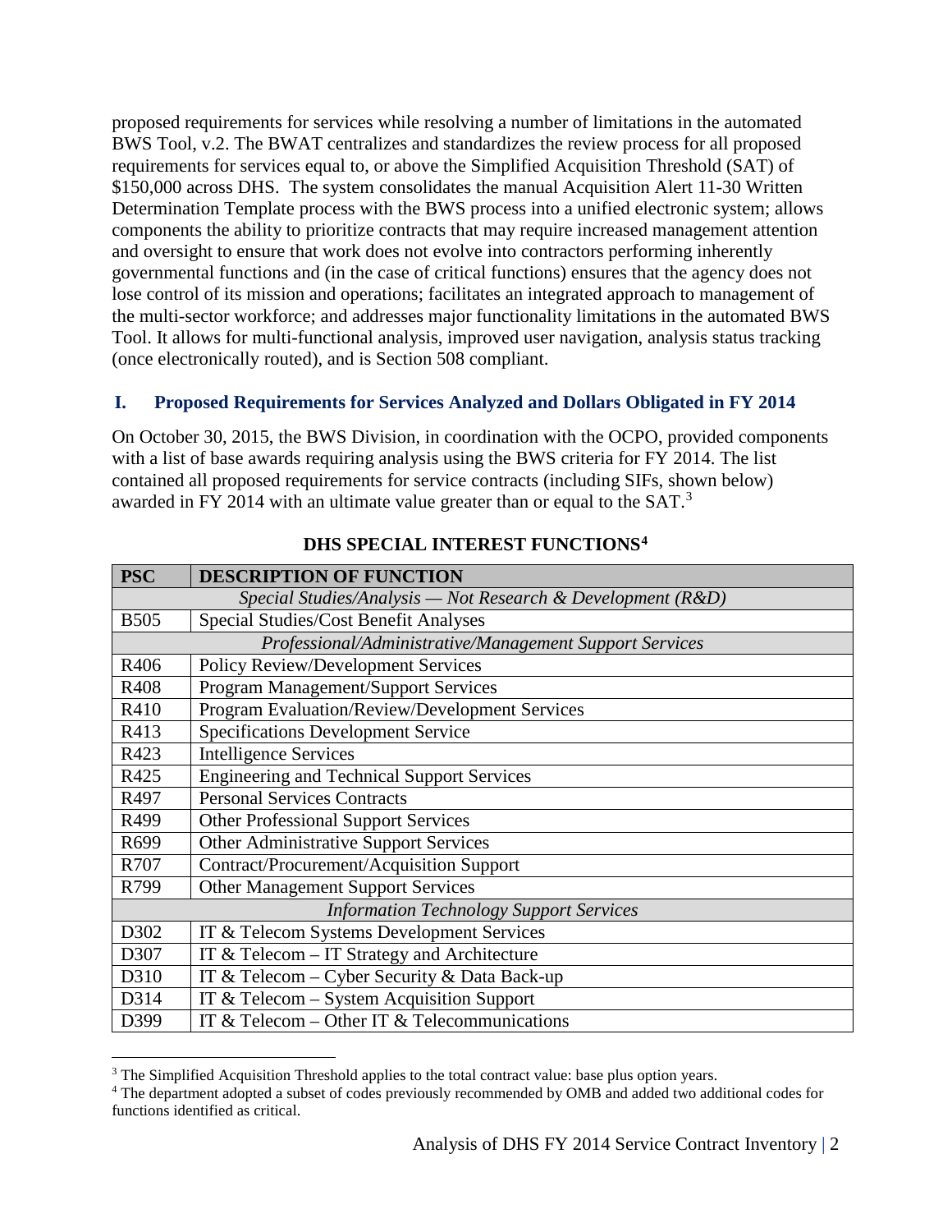proposed requirements for services while resolving a number of limitations in the automated BWS Tool, v.2. The BWAT centralizes and standardizes the review process for all proposed requirements for services equal to, or above the Simplified Acquisition Threshold (SAT) of $150,000 across DHS. The system consolidates the manual Acquisition Alert 11-30 Written Determination Template process with the BWS process into a unified electronic system; allows components the ability to prioritize contracts that may require increased management attention and oversight to ensure that work does not evolve into contractors performing inherently governmental functions and (in the case of critical functions) ensures that the agency does not lose control of its mission and operations; facilitates an integrated approach to management of the multi-sector workforce; and addresses major functionality limitations in the automated BWS Tool. It allows for multi-functional analysis, improved user navigation, analysis status tracking (once electronically routed), and is Section 508 compliant.

## I. Proposed Requirements for Services Analyzed and Dollars Obligated in FY 2014

On October 30, 2015, the BWS Division, in coordination with the OCPO, provided components with a list of base awards requiring analysis using the BWS criteria for FY 2014. The list contained all proposed requirements for service contracts (including SIFs, shown below) awarded in FY 2014 with an ultimate value greater than or equal to the SAT.[3]

**DHS SPECIAL INTEREST FUNCTIONS[4]**

| PSC | DESCRIPTION OF FUNCTION |
|---|---|
| *Special Studies/Analysis — Not Research & Development (R&D)* | |
| B505 | Special Studies/Cost Benefit Analyses |
| *Professional/Administrative/Management Support Services* | |
| R406 | Policy Review/Development Services |
| R408 | Program Management/Support Services |
| R410 | Program Evaluation/Review/Development Services |
| R413 | Specifications Development Service |
| R423 | Intelligence Services |
| R425 | Engineering and Technical Support Services |
| R497 | Personal Services Contracts |
| R499 | Other Professional Support Services |
| R699 | Other Administrative Support Services |
| R707 | Contract/Procurement/Acquisition Support |
| R799 | Other Management Support Services |
| *Information Technology Support Services* | |
| D302 | IT & Telecom Systems Development Services |
| D307 | IT & Telecom – IT Strategy and Architecture |
| D310 | IT & Telecom – Cyber Security & Data Back-up |
| D314 | IT & Telecom – System Acquisition Support |
| D399 | IT & Telecom – Other IT & Telecommunications |

[3] The Simplified Acquisition Threshold applies to the total contract value: base plus option years.

[4] The department adopted a subset of codes previously recommended by OMB and added two additional codes for functions identified as critical.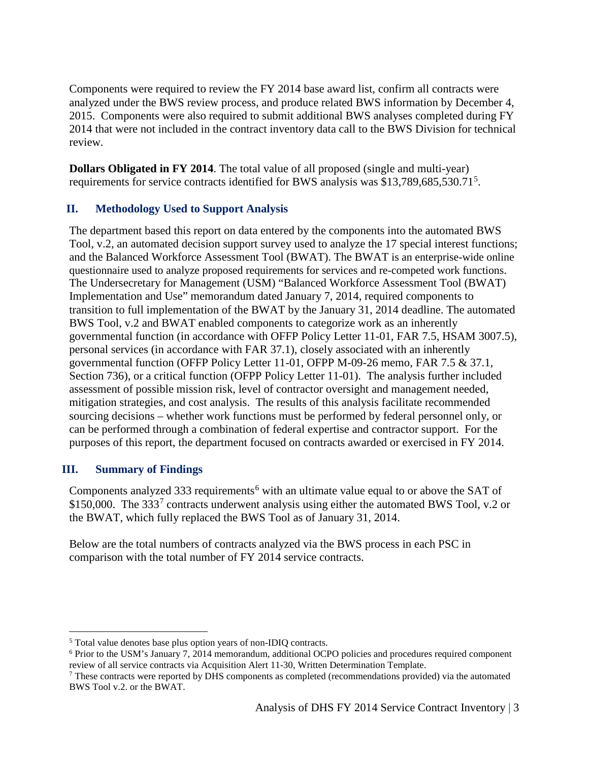Components were required to review the FY 2014 base award list, confirm all contracts were analyzed under the BWS review process, and produce related BWS information by December 4, 2015. Components were also required to submit additional BWS analyses completed during FY 2014 that were not included in the contract inventory data call to the BWS Division for technical review.

**Dollars Obligated in FY 2014**. The total value of all proposed (single and multi-year) requirements for service contracts identified for BWS analysis was $13,789,685,530.71[5].

## II. Methodology Used to Support Analysis

The department based this report on data entered by the components into the automated BWS Tool, v.2, an automated decision support survey used to analyze the 17 special interest functions; and the Balanced Workforce Assessment Tool (BWAT). The BWAT is an enterprise-wide online questionnaire used to analyze proposed requirements for services and re-competed work functions. The Undersecretary for Management (USM) "Balanced Workforce Assessment Tool (BWAT) Implementation and Use" memorandum dated January 7, 2014, required components to transition to full implementation of the BWAT by the January 31, 2014 deadline. The automated BWS Tool, v.2 and BWAT enabled components to categorize work as an inherently governmental function (in accordance with OFFP Policy Letter 11-01, FAR 7.5, HSAM 3007.5), personal services (in accordance with FAR 37.1), closely associated with an inherently governmental function (OFFP Policy Letter 11-01, OFPP M-09-26 memo, FAR 7.5 & 37.1, Section 736), or a critical function (OFPP Policy Letter 11-01). The analysis further included assessment of possible mission risk, level of contractor oversight and management needed, mitigation strategies, and cost analysis. The results of this analysis facilitate recommended sourcing decisions – whether work functions must be performed by federal personnel only, or can be performed through a combination of federal expertise and contractor support. For the purposes of this report, the department focused on contracts awarded or exercised in FY 2014.

## III. Summary of Findings

Components analyzed 333 requirements[6] with an ultimate value equal to or above the SAT of $150,000. The 333[7] contracts underwent analysis using either the automated BWS Tool, v.2 or the BWAT, which fully replaced the BWS Tool as of January 31, 2014.

Below are the total numbers of contracts analyzed via the BWS process in each PSC in comparison with the total number of FY 2014 service contracts.

---

[5] Total value denotes base plus option years of non-IDIQ contracts.

[6] Prior to the USM's January 7, 2014 memorandum, additional OCPO policies and procedures required component review of all service contracts via Acquisition Alert 11-30, Written Determination Template.

[7] These contracts were reported by DHS components as completed (recommendations provided) via the automated BWS Tool v.2. or the BWAT.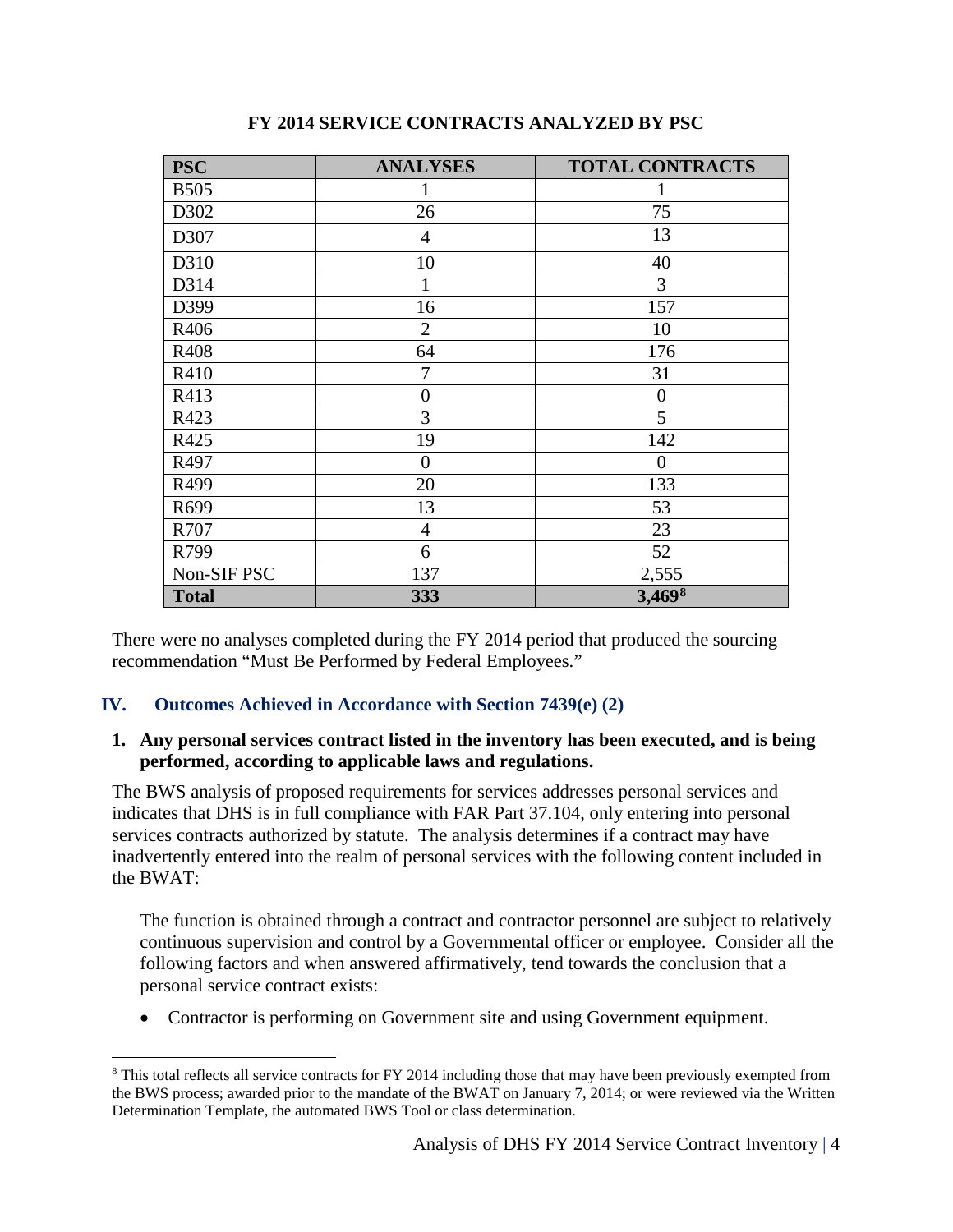**FY 2014 SERVICE CONTRACTS ANALYZED BY PSC**

| PSC | ANALYSES | TOTAL CONTRACTS |
|---|---|---|
| B505 | 1 | 1 |
| D302 | 26 | 75 |
| D307 | 4 | 13 |
| D310 | 10 | 40 |
| D314 | 1 | 3 |
| D399 | 16 | 157 |
| R406 | 2 | 10 |
| R408 | 64 | 176 |
| R410 | 7 | 31 |
| R413 | 0 | 0 |
| R423 | 3 | 5 |
| R425 | 19 | 142 |
| R497 | 0 | 0 |
| R499 | 20 | 133 |
| R699 | 13 | 53 |
| R707 | 4 | 23 |
| R799 | 6 | 52 |
| Non-SIF PSC | 137 | 2,555 |
| **Total** | **333** | **3,469**[8] |

There were no analyses completed during the FY 2014 period that produced the sourcing recommendation "Must Be Performed by Federal Employees."

## IV. Outcomes Achieved in Accordance with Section 7439(e) (2)

**1. Any personal services contract listed in the inventory has been executed, and is being performed, according to applicable laws and regulations.**

The BWS analysis of proposed requirements for services addresses personal services and indicates that DHS is in full compliance with FAR Part 37.104, only entering into personal services contracts authorized by statute. The analysis determines if a contract may have inadvertently entered into the realm of personal services with the following content included in the BWAT:

> The function is obtained through a contract and contractor personnel are subject to relatively continuous supervision and control by a Governmental officer or employee. Consider all the following factors and when answered affirmatively, tend towards the conclusion that a personal service contract exists:
>
> - Contractor is performing on Government site and using Government equipment.

[8] This total reflects all service contracts for FY 2014 including those that may have been previously exempted from the BWS process; awarded prior to the mandate of the BWAT on January 7, 2014; or were reviewed via the Written Determination Template, the automated BWS Tool or class determination.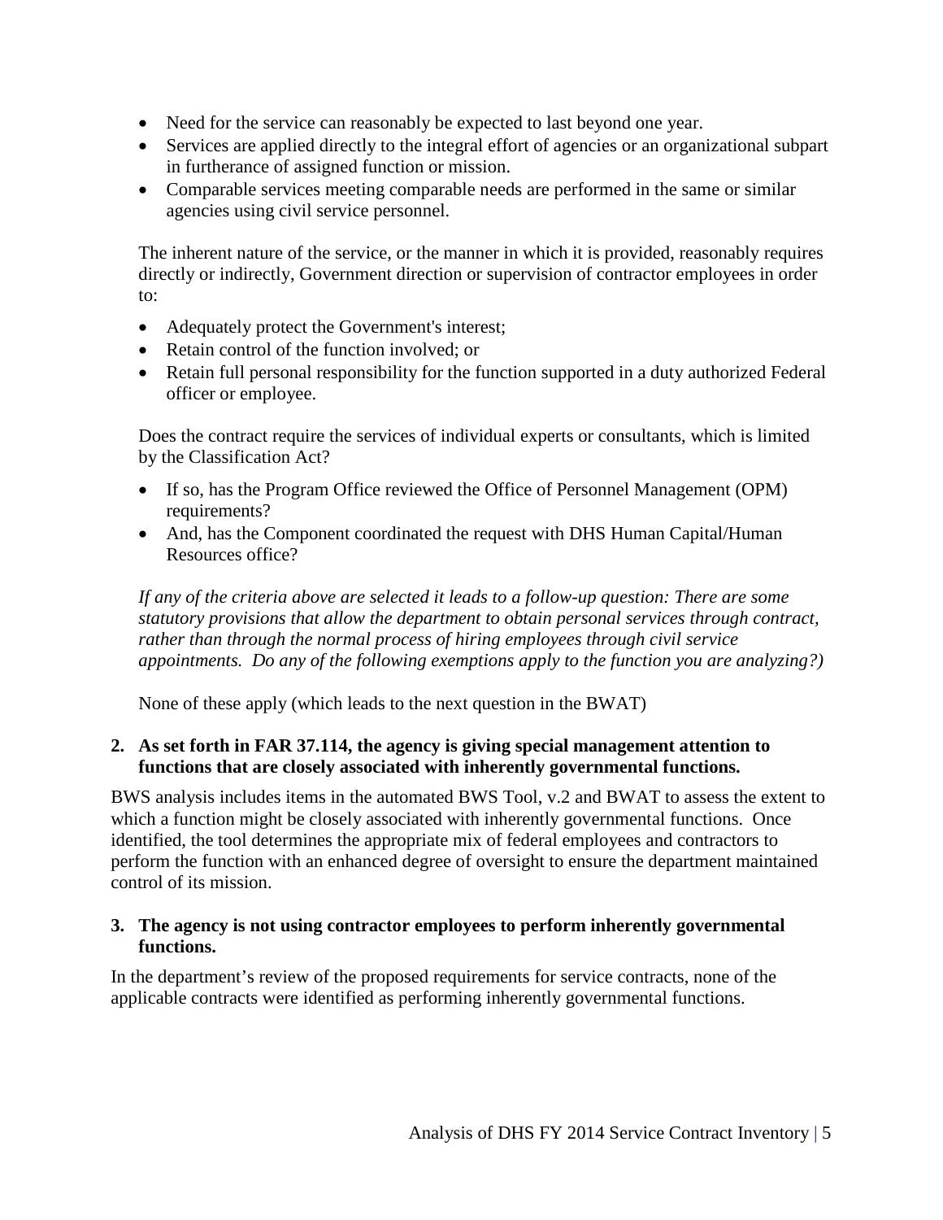- Need for the service can reasonably be expected to last beyond one year.
- Services are applied directly to the integral effort of agencies or an organizational subpart in furtherance of assigned function or mission.
- Comparable services meeting comparable needs are performed in the same or similar agencies using civil service personnel.

The inherent nature of the service, or the manner in which it is provided, reasonably requires directly or indirectly, Government direction or supervision of contractor employees in order to:

- Adequately protect the Government's interest;
- Retain control of the function involved; or
- Retain full personal responsibility for the function supported in a duty authorized Federal officer or employee.

Does the contract require the services of individual experts or consultants, which is limited by the Classification Act?

- If so, has the Program Office reviewed the Office of Personnel Management (OPM) requirements?
- And, has the Component coordinated the request with DHS Human Capital/Human Resources office?

*If any of the criteria above are selected it leads to a follow-up question: There are some statutory provisions that allow the department to obtain personal services through contract, rather than through the normal process of hiring employees through civil service appointments. Do any of the following exemptions apply to the function you are analyzing?)*

None of these apply (which leads to the next question in the BWAT)

**2. As set forth in FAR 37.114, the agency is giving special management attention to functions that are closely associated with inherently governmental functions.**

BWS analysis includes items in the automated BWS Tool, v.2 and BWAT to assess the extent to which a function might be closely associated with inherently governmental functions. Once identified, the tool determines the appropriate mix of federal employees and contractors to perform the function with an enhanced degree of oversight to ensure the department maintained control of its mission.

**3. The agency is not using contractor employees to perform inherently governmental functions.**

In the department's review of the proposed requirements for service contracts, none of the applicable contracts were identified as performing inherently governmental functions.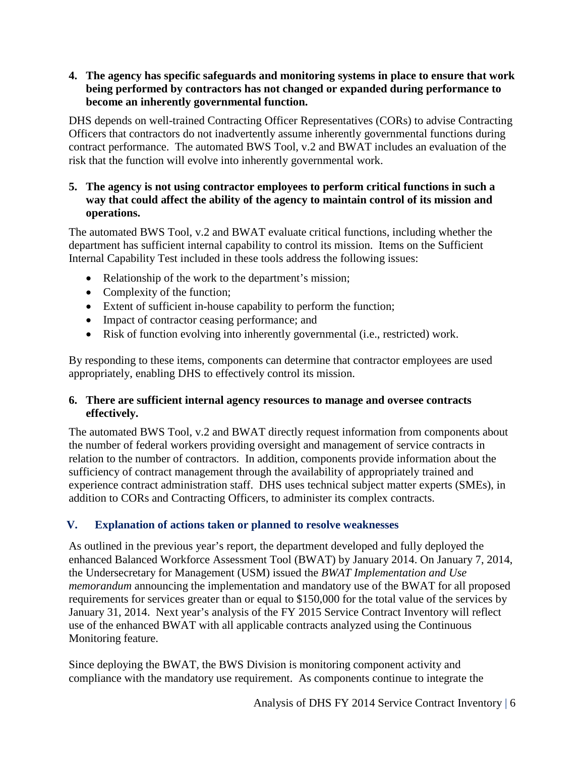4. **The agency has specific safeguards and monitoring systems in place to ensure that work being performed by contractors has not changed or expanded during performance to become an inherently governmental function.**

DHS depends on well-trained Contracting Officer Representatives (CORs) to advise Contracting Officers that contractors do not inadvertently assume inherently governmental functions during contract performance. The automated BWS Tool, v.2 and BWAT includes an evaluation of the risk that the function will evolve into inherently governmental work.

5. **The agency is not using contractor employees to perform critical functions in such a way that could affect the ability of the agency to maintain control of its mission and operations.**

The automated BWS Tool, v.2 and BWAT evaluate critical functions, including whether the department has sufficient internal capability to control its mission. Items on the Sufficient Internal Capability Test included in these tools address the following issues:

- Relationship of the work to the department's mission;
- Complexity of the function;
- Extent of sufficient in-house capability to perform the function;
- Impact of contractor ceasing performance; and
- Risk of function evolving into inherently governmental (i.e., restricted) work.

By responding to these items, components can determine that contractor employees are used appropriately, enabling DHS to effectively control its mission.

6. **There are sufficient internal agency resources to manage and oversee contracts effectively.**

The automated BWS Tool, v.2 and BWAT directly request information from components about the number of federal workers providing oversight and management of service contracts in relation to the number of contractors. In addition, components provide information about the sufficiency of contract management through the availability of appropriately trained and experience contract administration staff. DHS uses technical subject matter experts (SMEs), in addition to CORs and Contracting Officers, to administer its complex contracts.

## V. Explanation of actions taken or planned to resolve weaknesses

As outlined in the previous year's report, the department developed and fully deployed the enhanced Balanced Workforce Assessment Tool (BWAT) by January 2014. On January 7, 2014, the Undersecretary for Management (USM) issued the *BWAT Implementation and Use memorandum* announcing the implementation and mandatory use of the BWAT for all proposed requirements for services greater than or equal to $150,000 for the total value of the services by January 31, 2014. Next year's analysis of the FY 2015 Service Contract Inventory will reflect use of the enhanced BWAT with all applicable contracts analyzed using the Continuous Monitoring feature.

Since deploying the BWAT, the BWS Division is monitoring component activity and compliance with the mandatory use requirement. As components continue to integrate the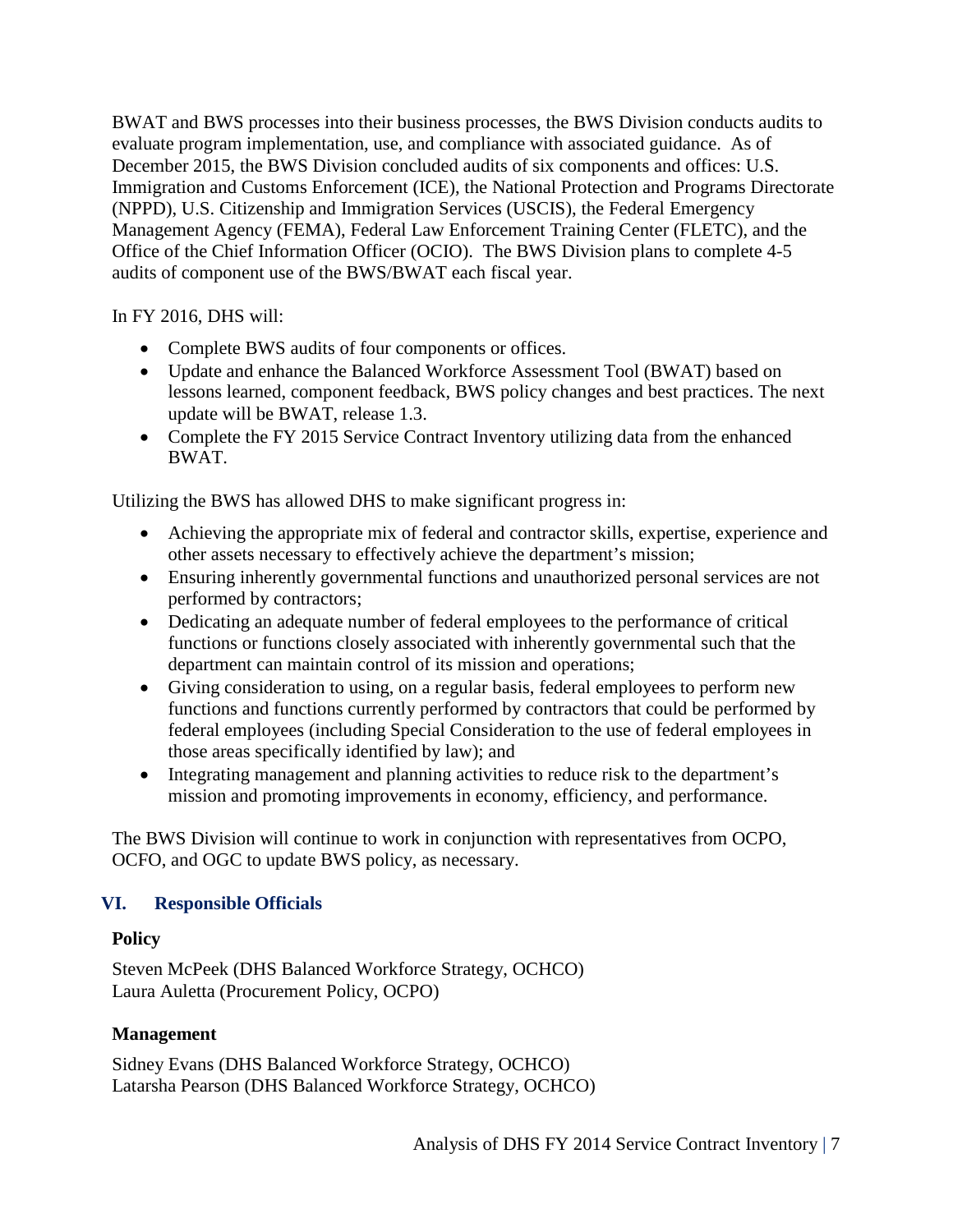BWAT and BWS processes into their business processes, the BWS Division conducts audits to evaluate program implementation, use, and compliance with associated guidance. As of December 2015, the BWS Division concluded audits of six components and offices: U.S. Immigration and Customs Enforcement (ICE), the National Protection and Programs Directorate (NPPD), U.S. Citizenship and Immigration Services (USCIS), the Federal Emergency Management Agency (FEMA), Federal Law Enforcement Training Center (FLETC), and the Office of the Chief Information Officer (OCIO). The BWS Division plans to complete 4-5 audits of component use of the BWS/BWAT each fiscal year.

In FY 2016, DHS will:

- Complete BWS audits of four components or offices.
- Update and enhance the Balanced Workforce Assessment Tool (BWAT) based on lessons learned, component feedback, BWS policy changes and best practices. The next update will be BWAT, release 1.3.
- Complete the FY 2015 Service Contract Inventory utilizing data from the enhanced BWAT.

Utilizing the BWS has allowed DHS to make significant progress in:

- Achieving the appropriate mix of federal and contractor skills, expertise, experience and other assets necessary to effectively achieve the department's mission;
- Ensuring inherently governmental functions and unauthorized personal services are not performed by contractors;
- Dedicating an adequate number of federal employees to the performance of critical functions or functions closely associated with inherently governmental such that the department can maintain control of its mission and operations;
- Giving consideration to using, on a regular basis, federal employees to perform new functions and functions currently performed by contractors that could be performed by federal employees (including Special Consideration to the use of federal employees in those areas specifically identified by law); and
- Integrating management and planning activities to reduce risk to the department's mission and promoting improvements in economy, efficiency, and performance.

The BWS Division will continue to work in conjunction with representatives from OCPO, OCFO, and OGC to update BWS policy, as necessary.

## VI. Responsible Officials

### Policy

Steven McPeek (DHS Balanced Workforce Strategy, OCHCO)
Laura Auletta (Procurement Policy, OCPO)

### Management

Sidney Evans (DHS Balanced Workforce Strategy, OCHCO)
Latarsha Pearson (DHS Balanced Workforce Strategy, OCHCO)